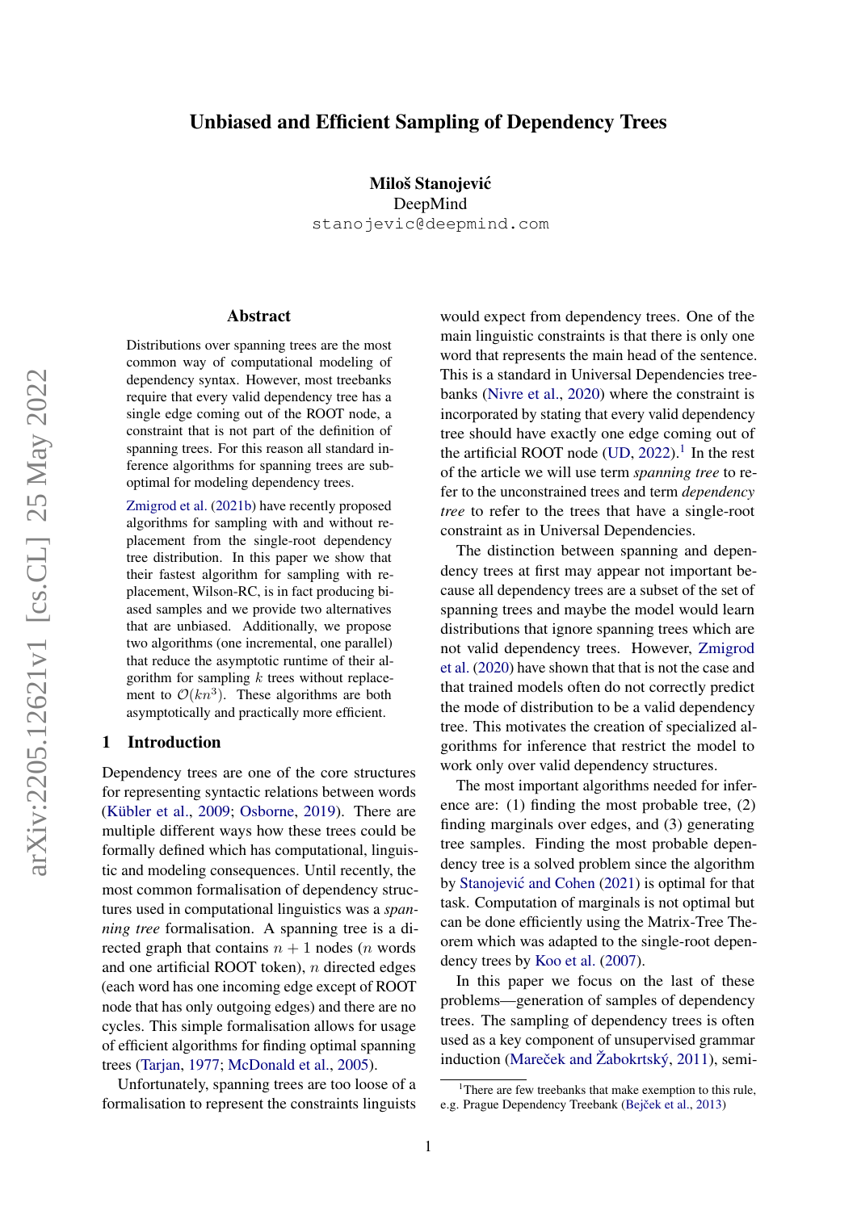# Unbiased and Efficient Sampling of Dependency Trees

**Miloš Stanojević**
DeepMind
stanojevic@deepmind.com

## Abstract

Distributions over spanning trees are the most common way of computational modeling of dependency syntax. However, most treebanks require that every valid dependency tree has a single edge coming out of the ROOT node, a constraint that is not part of the definition of spanning trees. For this reason all standard inference algorithms for spanning trees are sub-optimal for modeling dependency trees.

Zmigrod et al. (2021b) have recently proposed algorithms for sampling with and without replacement from the single-root dependency tree distribution. In this paper we show that their fastest algorithm for sampling with replacement, Wilson-RC, is in fact producing biased samples and we provide two alternatives that are unbiased. Additionally, we propose two algorithms (one incremental, one parallel) that reduce the asymptotic runtime of their algorithm for sampling $k$ trees without replacement to $\mathcal{O}(kn^3)$. These algorithms are both asymptotically and practically more efficient.

## 1 Introduction

Dependency trees are one of the core structures for representing syntactic relations between words (Kübler et al., 2009; Osborne, 2019). There are multiple different ways how these trees could be formally defined which has computational, linguistic and modeling consequences. Until recently, the most common formalisation of dependency structures used in computational linguistics was a *spanning tree* formalisation. A spanning tree is a directed graph that contains $n+1$ nodes ($n$ words and one artificial ROOT token), $n$ directed edges (each word has one incoming edge except of ROOT node that has only outgoing edges) and there are no cycles. This simple formalisation allows for usage of efficient algorithms for finding optimal spanning trees (Tarjan, 1977; McDonald et al., 2005).

Unfortunately, spanning trees are too loose of a formalisation to represent the constraints linguists would expect from dependency trees. One of the main linguistic constraints is that there is only one word that represents the main head of the sentence. This is a standard in Universal Dependencies treebanks (Nivre et al., 2020) where the constraint is incorporated by stating that every valid dependency tree should have exactly one edge coming out of the artificial ROOT node (UD, 2022).[1] In the rest of the article we will use term *spanning tree* to refer to the unconstrained trees and term *dependency tree* to refer to the trees that have a single-root constraint as in Universal Dependencies.

The distinction between spanning and dependency trees at first may appear not important because all dependency trees are a subset of the set of spanning trees and maybe the model would learn distributions that ignore spanning trees which are not valid dependency trees. However, Zmigrod et al. (2020) have shown that that is not the case and that trained models often do not correctly predict the mode of distribution to be a valid dependency tree. This motivates the creation of specialized algorithms for inference that restrict the model to work only over valid dependency structures.

The most important algorithms needed for inference are: (1) finding the most probable tree, (2) finding marginals over edges, and (3) generating tree samples. Finding the most probable dependency tree is a solved problem since the algorithm by Stanojević and Cohen (2021) is optimal for that task. Computation of marginals is not optimal but can be done efficiently using the Matrix-Tree Theorem which was adapted to the single-root dependency trees by Koo et al. (2007).

In this paper we focus on the last of these problems—generation of samples of dependency trees. The sampling of dependency trees is often used as a key component of unsupervised grammar induction (Mareček and Žabokrtský, 2011), semi-

[1] There are few treebanks that make exemption to this rule, e.g. Prague Dependency Treebank (Bejček et al., 2013)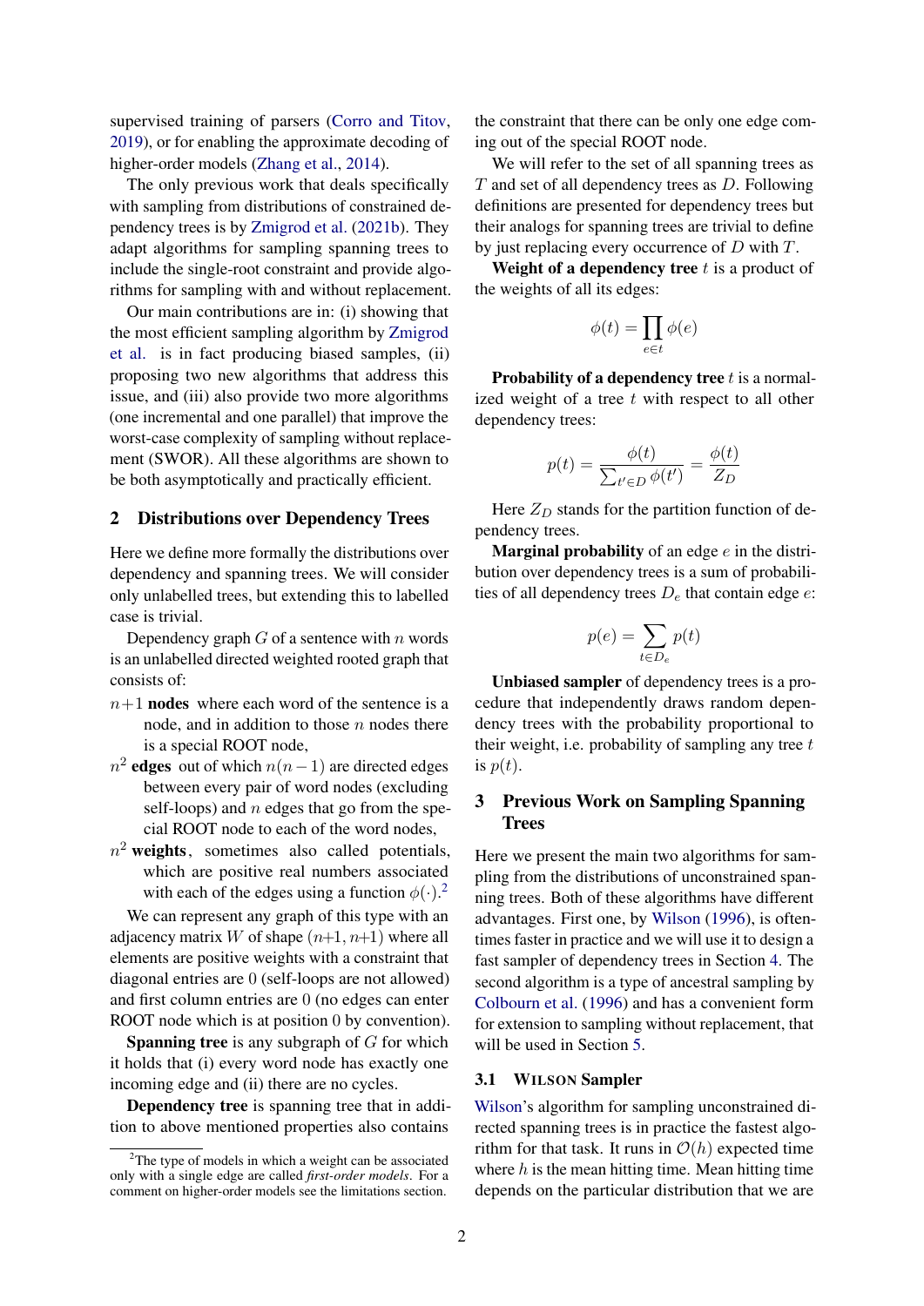supervised training of parsers (Corro and Titov, 2019), or for enabling the approximate decoding of higher-order models (Zhang et al., 2014).

The only previous work that deals specifically with sampling from distributions of constrained dependency trees is by Zmigrod et al. (2021b). They adapt algorithms for sampling spanning trees to include the single-root constraint and provide algorithms for sampling with and without replacement.

Our main contributions are in: (i) showing that the most efficient sampling algorithm by Zmigrod et al. is in fact producing biased samples, (ii) proposing two new algorithms that address this issue, and (iii) also provide two more algorithms (one incremental and one parallel) that improve the worst-case complexity of sampling without replacement (SWOR). All these algorithms are shown to be both asymptotically and practically efficient.

## 2 Distributions over Dependency Trees

Here we define more formally the distributions over dependency and spanning trees. We will consider only unlabelled trees, but extending this to labelled case is trivial.

Dependency graph $G$ of a sentence with $n$ words is an unlabelled directed weighted rooted graph that consists of:

- $n+1$ **nodes** where each word of the sentence is a node, and in addition to those $n$ nodes there is a special ROOT node,
- $n^2$ **edges** out of which $n(n-1)$ are directed edges between every pair of word nodes (excluding self-loops) and $n$ edges that go from the special ROOT node to each of the word nodes,
- $n^2$ **weights**, sometimes also called potentials, which are positive real numbers associated with each of the edges using a function $\phi(\cdot)$.[2]

We can represent any graph of this type with an adjacency matrix $W$ of shape $(n{+}1, n{+}1)$ where all elements are positive weights with a constraint that diagonal entries are 0 (self-loops are not allowed) and first column entries are 0 (no edges can enter ROOT node which is at position 0 by convention).

**Spanning tree** is any subgraph of $G$ for which it holds that (i) every word node has exactly one incoming edge and (ii) there are no cycles.

**Dependency tree** is spanning tree that in addition to above mentioned properties also contains the constraint that there can be only one edge coming out of the special ROOT node.

We will refer to the set of all spanning trees as $T$ and set of all dependency trees as $D$. Following definitions are presented for dependency trees but their analogs for spanning trees are trivial to define by just replacing every occurrence of $D$ with $T$.

**Weight of a dependency tree** $t$ is a product of the weights of all its edges:

$$\phi(t) = \prod_{e \in t} \phi(e)$$

**Probability of a dependency tree** $t$ is a normalized weight of a tree $t$ with respect to all other dependency trees:

$$p(t) = \frac{\phi(t)}{\sum_{t' \in D} \phi(t')} = \frac{\phi(t)}{Z_D}$$

Here $Z_D$ stands for the partition function of dependency trees.

**Marginal probability** of an edge $e$ in the distribution over dependency trees is a sum of probabilities of all dependency trees $D_e$ that contain edge $e$:

$$p(e) = \sum_{t \in D_e} p(t)$$

**Unbiased sampler** of dependency trees is a procedure that independently draws random dependency trees with the probability proportional to their weight, i.e. probability of sampling any tree $t$ is $p(t)$.

## 3 Previous Work on Sampling Spanning Trees

Here we present the main two algorithms for sampling from the distributions of unconstrained spanning trees. Both of these algorithms have different advantages. First one, by Wilson (1996), is oftentimes faster in practice and we will use it to design a fast sampler of dependency trees in Section 4. The second algorithm is a type of ancestral sampling by Colbourn et al. (1996) and has a convenient form for extension to sampling without replacement, that will be used in Section 5.

### 3.1 WILSON Sampler

Wilson's algorithm for sampling unconstrained directed spanning trees is in practice the fastest algorithm for that task. It runs in $\mathcal{O}(h)$ expected time where $h$ is the mean hitting time. Mean hitting time depends on the particular distribution that we are

[2] The type of models in which a weight can be associated only with a single edge are called *first-order models*. For a comment on higher-order models see the limitations section.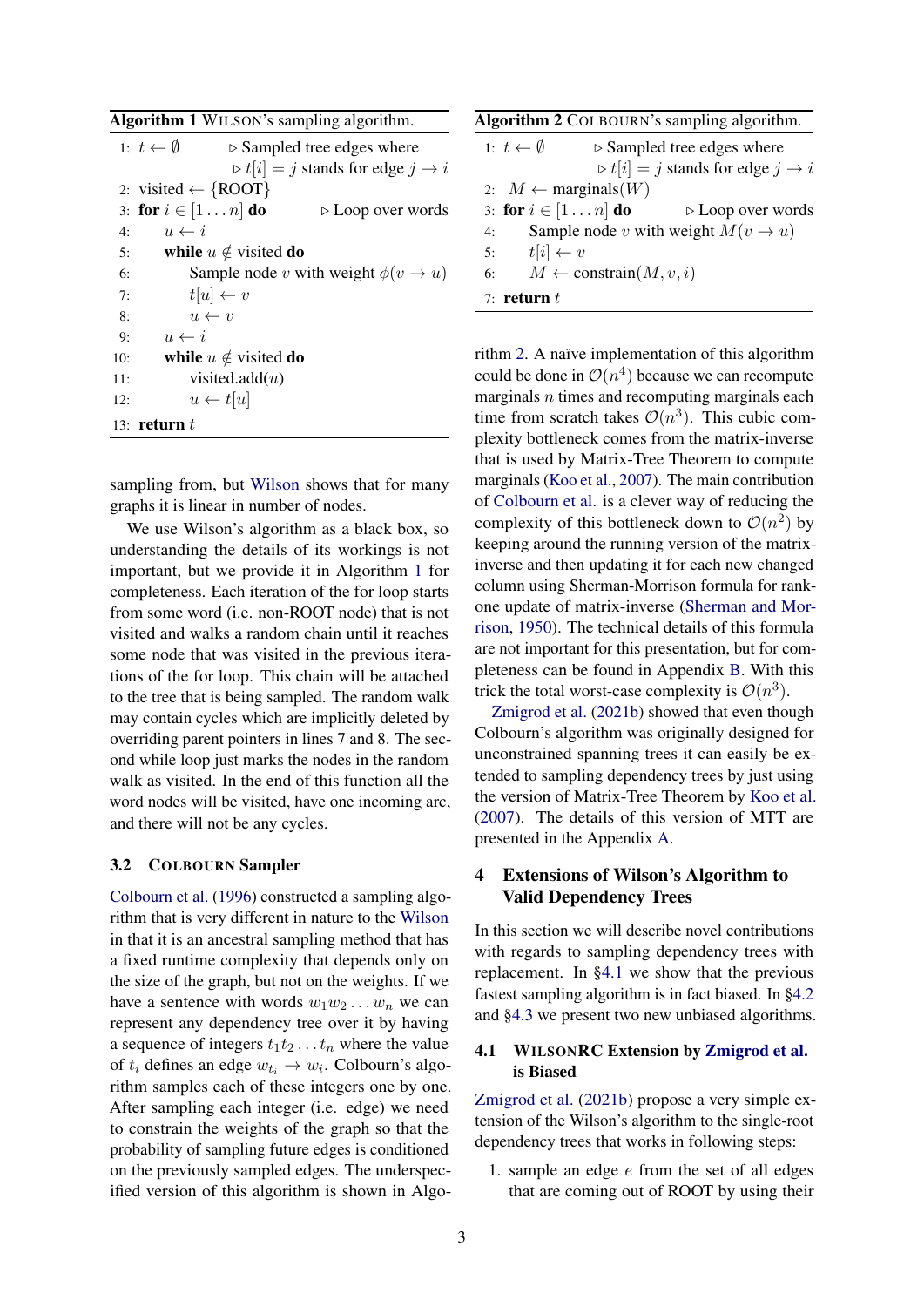**Algorithm 1** WILSON's sampling algorithm.

```
1:  t ← ∅                ▷ Sampled tree edges where
                          ▷ t[i] = j stands for edge j → i
2:  visited ← {ROOT}
3:  for i ∈ [1...n] do    ▷ Loop over words
4:      u ← i
5:      while u ∉ visited do
6:          Sample node v with weight φ(v → u)
7:          t[u] ← v
8:          u ← v
9:      u ← i
10:     while u ∉ visited do
11:         visited.add(u)
12:         u ← t[u]
13: return t
```

sampling from, but Wilson shows that for many graphs it is linear in number of nodes.

We use Wilson's algorithm as a black box, so understanding the details of its workings is not important, but we provide it in Algorithm 1 for completeness. Each iteration of the for loop starts from some word (i.e. non-ROOT node) that is not visited and walks a random chain until it reaches some node that was visited in the previous iterations of the for loop. This chain will be attached to the tree that is being sampled. The random walk may contain cycles which are implicitly deleted by overriding parent pointers in lines 7 and 8. The second while loop just marks the nodes in the random walk as visited. In the end of this function all the word nodes will be visited, have one incoming arc, and there will not be any cycles.

### 3.2 COLBOURN Sampler

Colbourn et al. (1996) constructed a sampling algorithm that is very different in nature to the Wilson in that it is an ancestral sampling method that has a fixed runtime complexity that depends only on the size of the graph, but not on the weights. If we have a sentence with words $w_1 w_2 \dots w_n$ we can represent any dependency tree over it by having a sequence of integers $t_1 t_2 \dots t_n$ where the value of $t_i$ defines an edge $w_{t_i} \rightarrow w_i$. Colbourn's algorithm samples each of these integers one by one. After sampling each integer (i.e. edge) we need to constrain the weights of the graph so that the probability of sampling future edges is conditioned on the previously sampled edges. The underspecified version of this algorithm is shown in Algorithm 2.

**Algorithm 2** COLBOURN's sampling algorithm.

```
1: t ← ∅                 ▷ Sampled tree edges where
                          ▷ t[i] = j stands for edge j → i
2: M ← marginals(W)
3: for i ∈ [1...n] do     ▷ Loop over words
4:     Sample node v with weight M(v → u)
5:     t[i] ← v
6:     M ← constrain(M, v, i)
7: return t
```

A naïve implementation of this algorithm could be done in $\mathcal{O}(n^4)$ because we can recompute marginals $n$ times and recomputing marginals each time from scratch takes $\mathcal{O}(n^3)$. This cubic complexity bottleneck comes from the matrix-inverse that is used by Matrix-Tree Theorem to compute marginals (Koo et al., 2007). The main contribution of Colbourn et al. is a clever way of reducing the complexity of this bottleneck down to $\mathcal{O}(n^2)$ by keeping around the running version of the matrix-inverse and then updating it for each new changed column using Sherman-Morrison formula for rank-one update of matrix-inverse (Sherman and Morrison, 1950). The technical details of this formula are not important for this presentation, but for completeness can be found in Appendix B. With this trick the total worst-case complexity is $\mathcal{O}(n^3)$.

Zmigrod et al. (2021b) showed that even though Colbourn's algorithm was originally designed for unconstrained spanning trees it can easily be extended to sampling dependency trees by just using the version of Matrix-Tree Theorem by Koo et al. (2007). The details of this version of MTT are presented in the Appendix A.

## 4 Extensions of Wilson's Algorithm to Valid Dependency Trees

In this section we will describe novel contributions with regards to sampling dependency trees with replacement. In §4.1 we show that the previous fastest sampling algorithm is in fact biased. In §4.2 and §4.3 we present two new unbiased algorithms.

### 4.1 WILSONRC Extension by Zmigrod et al. is Biased

Zmigrod et al. (2021b) propose a very simple extension of the Wilson's algorithm to the single-root dependency trees that works in following steps:

1. sample an edge $e$ from the set of all edges that are coming out of ROOT by using their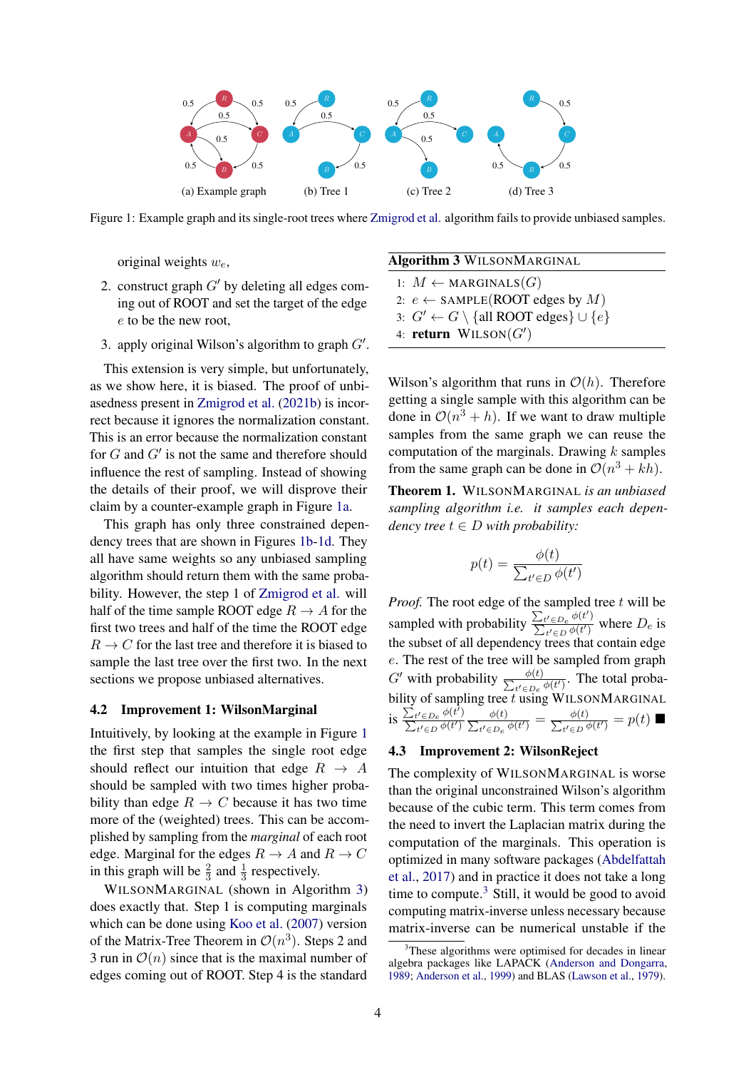Figure 1: Example graph and its single-root trees where Zmigrod et al. algorithm fails to provide unbiased samples.

original weights $w_e$,

2. construct graph $G'$ by deleting all edges coming out of ROOT and set the target of the edge $e$ to be the new root,
3. apply original Wilson's algorithm to graph $G'$.

This extension is very simple, but unfortunately, as we show here, it is biased. The proof of unbiasedness present in Zmigrod et al. (2021b) is incorrect because it ignores the normalization constant. This is an error because the normalization constant for $G$ and $G'$ is not the same and therefore should influence the rest of sampling. Instead of showing the details of their proof, we will disprove their claim by a counter-example graph in Figure 1a.

This graph has only three constrained dependency trees that are shown in Figures 1b-1d. They all have same weights so any unbiased sampling algorithm should return them with the same probability. However, the step 1 of Zmigrod et al. will half of the time sample ROOT edge $R \rightarrow A$ for the first two trees and half of the time the ROOT edge $R \rightarrow C$ for the last tree and therefore it is biased to sample the last tree over the first two. In the next sections we propose unbiased alternatives.

### 4.2 Improvement 1: WilsonMarginal

Intuitively, by looking at the example in Figure 1 the first step that samples the single root edge should reflect our intuition that edge $R \rightarrow A$ should be sampled with two times higher probability than edge $R \rightarrow C$ because it has two time more of the (weighted) trees. This can be accomplished by sampling from the *marginal* of each root edge. Marginal for the edges $R \rightarrow A$ and $R \rightarrow C$ in this graph will be $\frac{2}{3}$ and $\frac{1}{3}$ respectively.

WilsonMarginal (shown in Algorithm 3) does exactly that. Step 1 is computing marginals which can be done using Koo et al. (2007) version of the Matrix-Tree Theorem in $\mathcal{O}(n^3)$. Steps 2 and 3 run in $\mathcal{O}(n)$ since that is the maximal number of edges coming out of ROOT. Step 4 is the standard Wilson's algorithm that runs in $\mathcal{O}(h)$. Therefore getting a single sample with this algorithm can be done in $\mathcal{O}(n^3 + h)$. If we want to draw multiple samples from the same graph we can reuse the computation of the marginals. Drawing $k$ samples from the same graph can be done in $\mathcal{O}(n^3 + kh)$.

**Algorithm 3** WilsonMarginal

```
1: M ← MARGINALS(G)
2: e ← SAMPLE(ROOT edges by M)
3: G' ← G \ {all ROOT edges} ∪ {e}
4: return WILSON(G')
```

**Theorem 1.** *WilsonMarginal is an unbiased sampling algorithm i.e. it samples each dependency tree $t \in D$ with probability:*

$$p(t) = \frac{\phi(t)}{\sum_{t' \in D} \phi(t')}$$

*Proof.* The root edge of the sampled tree $t$ will be sampled with probability $\frac{\sum_{t' \in D_e} \phi(t')}{\sum_{t' \in D} \phi(t')}$ where $D_e$ is the subset of all dependency trees that contain edge $e$. The rest of the tree will be sampled from graph $G'$ with probability $\frac{\phi(t)}{\sum_{t' \in D_e} \phi(t')}$. The total probability of sampling tree $t$ using WilsonMarginal is $\frac{\sum_{t' \in D_e} \phi(t')}{\sum_{t' \in D} \phi(t')} \frac{\phi(t)}{\sum_{t' \in D_e} \phi(t')} = \frac{\phi(t)}{\sum_{t' \in D} \phi(t')} = p(t)$ ■

### 4.3 Improvement 2: WilsonReject

The complexity of WilsonMarginal is worse than the original unconstrained Wilson's algorithm because of the cubic term. This term comes from the need to invert the Laplacian matrix during the computation of the marginals. This operation is optimized in many software packages (Abdelfattah et al., 2017) and in practice it does not take a long time to compute.[3] Still, it would be good to avoid computing matrix-inverse unless necessary because matrix-inverse can be numerical unstable if the

[3] These algorithms were optimised for decades in linear algebra packages like LAPACK (Anderson and Dongarra, 1989; Anderson et al., 1999) and BLAS (Lawson et al., 1979).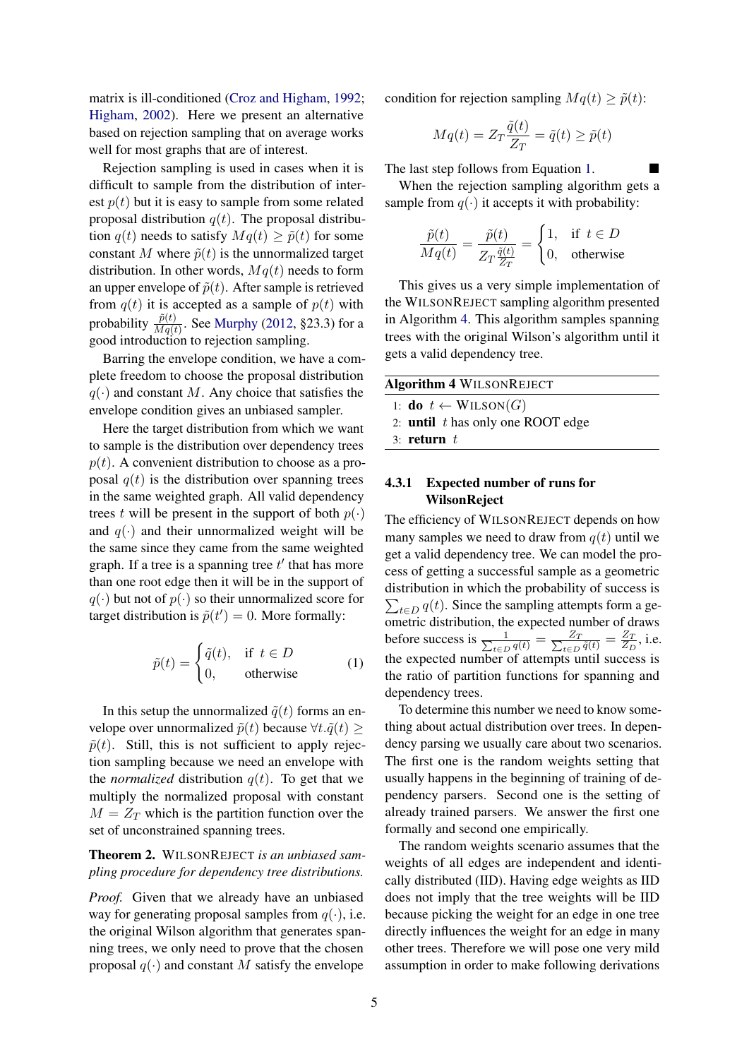matrix is ill-conditioned (Croz and Higham, 1992; Higham, 2002). Here we present an alternative based on rejection sampling that on average works well for most graphs that are of interest.

Rejection sampling is used in cases when it is difficult to sample from the distribution of interest $p(t)$ but it is easy to sample from some related proposal distribution $q(t)$. The proposal distribution $q(t)$ needs to satisfy $Mq(t) \geq \tilde{p}(t)$ for some constant $M$ where $\tilde{p}(t)$ is the unnormalized target distribution. In other words, $Mq(t)$ needs to form an upper envelope of $\tilde{p}(t)$. After sample is retrieved from $q(t)$ it is accepted as a sample of $p(t)$ with probability $\frac{\tilde{p}(t)}{Mq(t)}$. See Murphy (2012, §23.3) for a good introduction to rejection sampling.

Barring the envelope condition, we have a complete freedom to choose the proposal distribution $q(\cdot)$ and constant $M$. Any choice that satisfies the envelope condition gives an unbiased sampler.

Here the target distribution from which we want to sample is the distribution over dependency trees $p(t)$. A convenient distribution to choose as a proposal $q(t)$ is the distribution over spanning trees in the same weighted graph. All valid dependency trees $t$ will be present in the support of both $p(\cdot)$ and $q(\cdot)$ and their unnormalized weight will be the same since they came from the same weighted graph. If a tree is a spanning tree $t'$ that has more than one root edge then it will be in the support of $q(\cdot)$ but not of $p(\cdot)$ so their unnormalized score for target distribution is $\tilde{p}(t') = 0$. More formally:

$$\tilde{p}(t) = \begin{cases} \tilde{q}(t), & \text{if } t \in D \\ 0, & \text{otherwise} \end{cases} \tag{1}$$

In this setup the unnormalized $\tilde{q}(t)$ forms an envelope over unnormalized $\tilde{p}(t)$ because $\forall t. \tilde{q}(t) \geq \tilde{p}(t)$. Still, this is not sufficient to apply rejection sampling because we need an envelope with the *normalized* distribution $q(t)$. To get that we multiply the normalized proposal with constant $M = Z_T$ which is the partition function over the set of unconstrained spanning trees.

**Theorem 2.** WILSONREJECT *is an unbiased sampling procedure for dependency tree distributions.*

*Proof.* Given that we already have an unbiased way for generating proposal samples from $q(\cdot)$, i.e. the original Wilson algorithm that generates spanning trees, we only need to prove that the chosen proposal $q(\cdot)$ and constant $M$ satisfy the envelope condition for rejection sampling $Mq(t) \geq \tilde{p}(t)$:

$$Mq(t) = Z_T \frac{\tilde{q}(t)}{Z_T} = \tilde{q}(t) \geq \tilde{p}(t)$$

The last step follows from Equation 1. ■

When the rejection sampling algorithm gets a sample from $q(\cdot)$ it accepts it with probability:

$$\frac{\tilde{p}(t)}{Mq(t)} = \frac{\tilde{p}(t)}{Z_T \frac{\tilde{q}(t)}{Z_T}} = \begin{cases} 1, & \text{if } t \in D \\ 0, & \text{otherwise} \end{cases}$$

This gives us a very simple implementation of the WILSONREJECT sampling algorithm presented in Algorithm 4. This algorithm samples spanning trees with the original Wilson's algorithm until it gets a valid dependency tree.

**Algorithm 4** WILSONREJECT

```
1: do t ← WILSON(G)
2: until t has only one ROOT edge
3: return t
```

### 4.3.1 Expected number of runs for WilsonReject

The efficiency of WILSONREJECT depends on how many samples we need to draw from $q(t)$ until we get a valid dependency tree. We can model the process of getting a successful sample as a geometric distribution in which the probability of success is $\sum_{t \in D} q(t)$. Since the sampling attempts form a geometric distribution, the expected number of draws before success is $\frac{1}{\sum_{t \in D} q(t)} = \frac{Z_T}{\sum_{t \in D} \tilde{q}(t)} = \frac{Z_T}{Z_D}$, i.e. the expected number of attempts until success is the ratio of partition functions for spanning and dependency trees.

To determine this number we need to know something about actual distribution over trees. In dependency parsing we usually care about two scenarios. The first one is the random weights setting that usually happens in the beginning of training of dependency parsers. Second one is the setting of already trained parsers. We answer the first one formally and second one empirically.

The random weights scenario assumes that the weights of all edges are independent and identically distributed (IID). Having edge weights as IID does not imply that the tree weights will be IID because picking the weight for an edge in one tree directly influences the weight for an edge in many other trees. Therefore we will pose one very mild assumption in order to make following derivations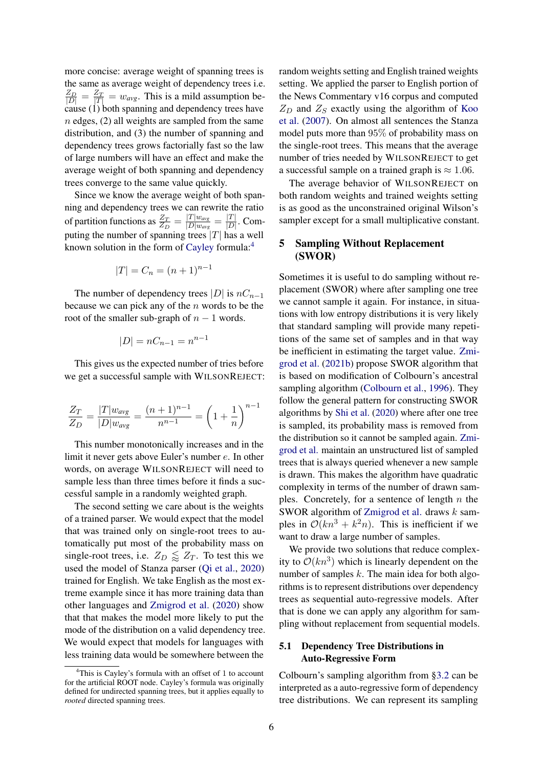more concise: average weight of spanning trees is the same as average weight of dependency trees i.e. $\frac{Z_D}{|D|} = \frac{Z_T}{|T|} = w_{avg}$. This is a mild assumption because (1) both spanning and dependency trees have $n$ edges, (2) all weights are sampled from the same distribution, and (3) the number of spanning and dependency trees grows factorially fast so the law of large numbers will have an effect and make the average weight of both spanning and dependency trees converge to the same value quickly.

Since we know the average weight of both spanning and dependency trees we can rewrite the ratio of partition functions as $\frac{Z_T}{Z_D} = \frac{|T|w_{avg}}{|D|w_{avg}} = \frac{|T|}{|D|}$. Computing the number of spanning trees $|T|$ has a well known solution in the form of Cayley formula:[4]

$$|T| = C_n = (n+1)^{n-1}$$

The number of dependency trees $|D|$ is $nC_{n-1}$ because we can pick any of the $n$ words to be the root of the smaller sub-graph of $n-1$ words.

$$|D| = nC_{n-1} = n^{n-1}$$

This gives us the expected number of tries before we get a successful sample with WILSONREJECT:

$$\frac{Z_T}{Z_D} = \frac{|T|w_{avg}}{|D|w_{avg}} = \frac{(n+1)^{n-1}}{n^{n-1}} = \left(1 + \frac{1}{n}\right)^{n-1}$$

This number monotonically increases and in the limit it never gets above Euler's number $e$. In other words, on average WILSONREJECT will need to sample less than three times before it finds a successful sample in a randomly weighted graph.

The second setting we care about is the weights of a trained parser. We would expect that the model that was trained only on single-root trees to automatically put most of the probability mass on single-root trees, i.e. $Z_D \lessapprox Z_T$. To test this we used the model of Stanza parser (Qi et al., 2020) trained for English. We take English as the most extreme example since it has more training data than other languages and Zmigrod et al. (2020) show that that makes the model more likely to put the mode of the distribution on a valid dependency tree. We would expect that models for languages with less training data would be somewhere between the random weights setting and English trained weights setting. We applied the parser to English portion of the News Commentary v16 corpus and computed $Z_D$ and $Z_S$ exactly using the algorithm of Koo et al. (2007). On almost all sentences the Stanza model puts more than 95% of probability mass on the single-root trees. This means that the average number of tries needed by WILSONREJECT to get a successful sample on a trained graph is $\approx 1.06$.

The average behavior of WILSONREJECT on both random weights and trained weights setting is as good as the unconstrained original Wilson's sampler except for a small multiplicative constant.

## 5 Sampling Without Replacement (SWOR)

Sometimes it is useful to do sampling without replacement (SWOR) where after sampling one tree we cannot sample it again. For instance, in situations with low entropy distributions it is very likely that standard sampling will provide many repetitions of the same set of samples and in that way be inefficient in estimating the target value. Zmigrod et al. (2021b) propose SWOR algorithm that is based on modification of Colbourn's ancestral sampling algorithm (Colbourn et al., 1996). They follow the general pattern for constructing SWOR algorithms by Shi et al. (2020) where after one tree is sampled, its probability mass is removed from the distribution so it cannot be sampled again. Zmigrod et al. maintain an unstructured list of sampled trees that is always queried whenever a new sample is drawn. This makes the algorithm have quadratic complexity in terms of the number of drawn samples. Concretely, for a sentence of length $n$ the SWOR algorithm of Zmigrod et al. draws $k$ samples in $\mathcal{O}(kn^3 + k^2n)$. This is inefficient if we want to draw a large number of samples.

We provide two solutions that reduce complexity to $\mathcal{O}(kn^3)$ which is linearly dependent on the number of samples $k$. The main idea for both algorithms is to represent distributions over dependency trees as sequential auto-regressive models. After that is done we can apply any algorithm for sampling without replacement from sequential models.

### 5.1 Dependency Tree Distributions in Auto-Regressive Form

Colbourn's sampling algorithm from §3.2 can be interpreted as a auto-regressive form of dependency tree distributions. We can represent its sampling

[4] This is Cayley's formula with an offset of 1 to account for the artificial ROOT node. Cayley's formula was originally defined for undirected spanning trees, but it applies equally to *rooted* directed spanning trees.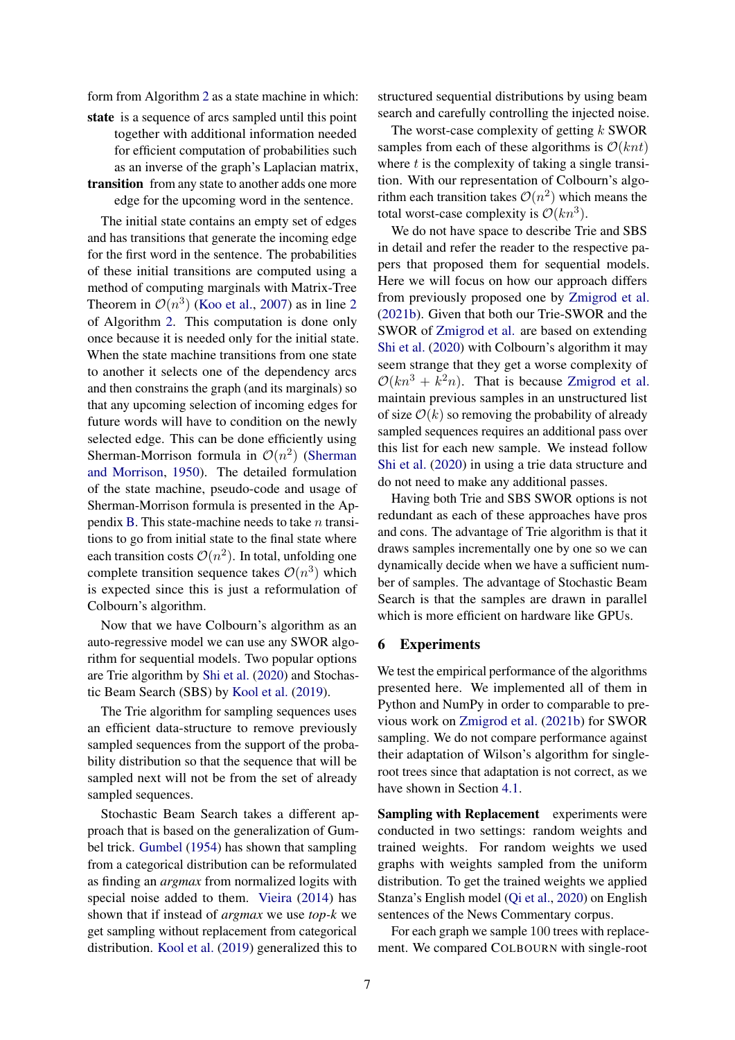form from Algorithm 2 as a state machine in which:

**state** is a sequence of arcs sampled until this point together with additional information needed for efficient computation of probabilities such as an inverse of the graph's Laplacian matrix,

**transition** from any state to another adds one more edge for the upcoming word in the sentence.

The initial state contains an empty set of edges and has transitions that generate the incoming edge for the first word in the sentence. The probabilities of these initial transitions are computed using a method of computing marginals with Matrix-Tree Theorem in $\mathcal{O}(n^3)$ (Koo et al., 2007) as in line 2 of Algorithm 2. This computation is done only once because it is needed only for the initial state. When the state machine transitions from one state to another it selects one of the dependency arcs and then constrains the graph (and its marginals) so that any upcoming selection of incoming edges for future words will have to condition on the newly selected edge. This can be done efficiently using Sherman-Morrison formula in $\mathcal{O}(n^2)$ (Sherman and Morrison, 1950). The detailed formulation of the state machine, pseudo-code and usage of Sherman-Morrison formula is presented in the Appendix B. This state-machine needs to take $n$ transitions to go from initial state to the final state where each transition costs $\mathcal{O}(n^2)$. In total, unfolding one complete transition sequence takes $\mathcal{O}(n^3)$ which is expected since this is just a reformulation of Colbourn's algorithm.

Now that we have Colbourn's algorithm as an auto-regressive model we can use any SWOR algorithm for sequential models. Two popular options are Trie algorithm by Shi et al. (2020) and Stochastic Beam Search (SBS) by Kool et al. (2019).

The Trie algorithm for sampling sequences uses an efficient data-structure to remove previously sampled sequences from the support of the probability distribution so that the sequence that will be sampled next will not be from the set of already sampled sequences.

Stochastic Beam Search takes a different approach that is based on the generalization of Gumbel trick. Gumbel (1954) has shown that sampling from a categorical distribution can be reformulated as finding an *argmax* from normalized logits with special noise added to them. Vieira (2014) has shown that if instead of *argmax* we use *top-k* we get sampling without replacement from categorical distribution. Kool et al. (2019) generalized this to structured sequential distributions by using beam search and carefully controlling the injected noise.

The worst-case complexity of getting $k$ SWOR samples from each of these algorithms is $\mathcal{O}(knt)$ where $t$ is the complexity of taking a single transition. With our representation of Colbourn's algorithm each transition takes $\mathcal{O}(n^2)$ which means the total worst-case complexity is $\mathcal{O}(kn^3)$.

We do not have space to describe Trie and SBS in detail and refer the reader to the respective papers that proposed them for sequential models. Here we will focus on how our approach differs from previously proposed one by Zmigrod et al. (2021b). Given that both our Trie-SWOR and the SWOR of Zmigrod et al. are based on extending Shi et al. (2020) with Colbourn's algorithm it may seem strange that they get a worse complexity of $\mathcal{O}(kn^3 + k^2n)$. That is because Zmigrod et al. maintain previous samples in an unstructured list of size $\mathcal{O}(k)$ so removing the probability of already sampled sequences requires an additional pass over this list for each new sample. We instead follow Shi et al. (2020) in using a trie data structure and do not need to make any additional passes.

Having both Trie and SBS SWOR options is not redundant as each of these approaches have pros and cons. The advantage of Trie algorithm is that it draws samples incrementally one by one so we can dynamically decide when we have a sufficient number of samples. The advantage of Stochastic Beam Search is that the samples are drawn in parallel which is more efficient on hardware like GPUs.

## 6 Experiments

We test the empirical performance of the algorithms presented here. We implemented all of them in Python and NumPy in order to comparable to previous work on Zmigrod et al. (2021b) for SWOR sampling. We do not compare performance against their adaptation of Wilson's algorithm for single-root trees since that adaptation is not correct, as we have shown in Section 4.1.

**Sampling with Replacement** experiments were conducted in two settings: random weights and trained weights. For random weights we used graphs with weights sampled from the uniform distribution. To get the trained weights we applied Stanza's English model (Qi et al., 2020) on English sentences of the News Commentary corpus.

For each graph we sample 100 trees with replacement. We compared COLBOURN with single-root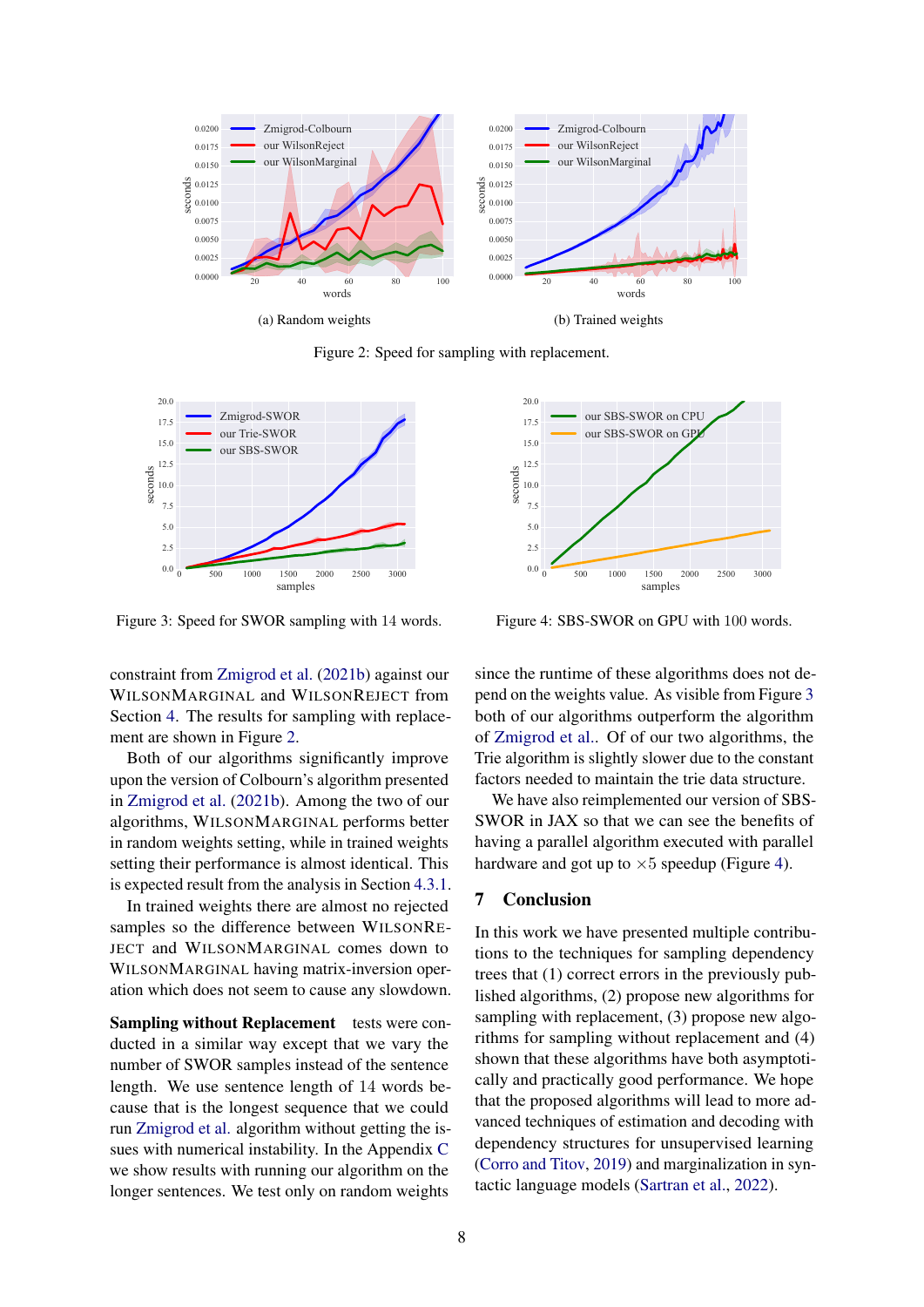Figure 2: Speed for sampling with replacement.

(a) Random weights

(b) Trained weights

Figure 3: Speed for SWOR sampling with 14 words.

Figure 4: SBS-SWOR on GPU with 100 words.

constraint from Zmigrod et al. (2021b) against our WilsonMarginal and WilsonReject from Section 4. The results for sampling with replacement are shown in Figure 2.

Both of our algorithms significantly improve upon the version of Colbourn's algorithm presented in Zmigrod et al. (2021b). Among the two of our algorithms, WilsonMarginal performs better in random weights setting, while in trained weights setting their performance is almost identical. This is expected result from the analysis in Section 4.3.1.

In trained weights there are almost no rejected samples so the difference between WilsonReject and WilsonMarginal comes down to WilsonMarginal having matrix-inversion operation which does not seem to cause any slowdown.

**Sampling without Replacement** tests were conducted in a similar way except that we vary the number of SWOR samples instead of the sentence length. We use sentence length of 14 words because that is the longest sequence that we could run Zmigrod et al. algorithm without getting the issues with numerical instability. In the Appendix C we show results with running our algorithm on the longer sentences. We test only on random weights since the runtime of these algorithms does not depend on the weights value. As visible from Figure 3 both of our algorithms outperform the algorithm of Zmigrod et al.. Of of our two algorithms, the Trie algorithm is slightly slower due to the constant factors needed to maintain the trie data structure.

We have also reimplemented our version of SBS-SWOR in JAX so that we can see the benefits of having a parallel algorithm executed with parallel hardware and got up to $\times 5$ speedup (Figure 4).

## 7 Conclusion

In this work we have presented multiple contributions to the techniques for sampling dependency trees that (1) correct errors in the previously published algorithms, (2) propose new algorithms for sampling with replacement, (3) propose new algorithms for sampling without replacement and (4) shown that these algorithms have both asymptotically and practically good performance. We hope that the proposed algorithms will lead to more advanced techniques of estimation and decoding with dependency structures for unsupervised learning (Corro and Titov, 2019) and marginalization in syntactic language models (Sartran et al., 2022).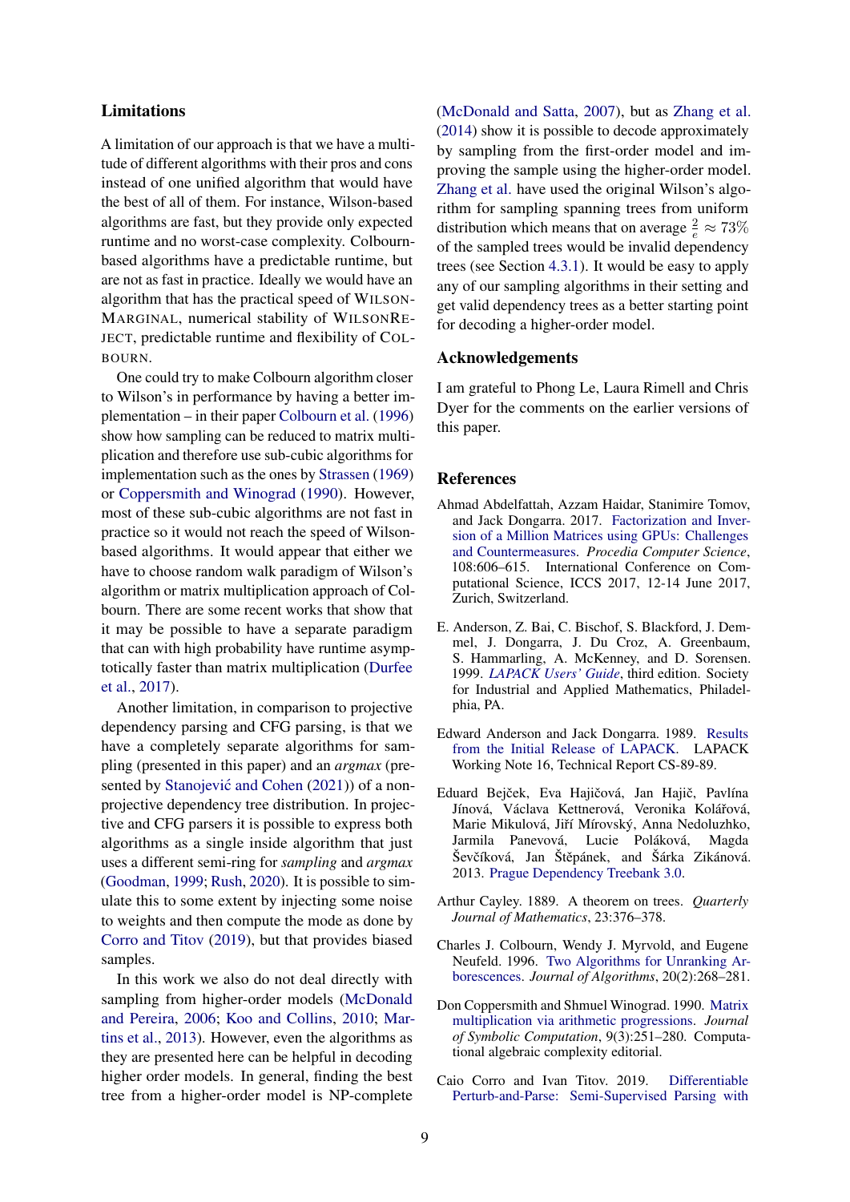## Limitations

A limitation of our approach is that we have a multitude of different algorithms with their pros and cons instead of one unified algorithm that would have the best of all of them. For instance, Wilson-based algorithms are fast, but they provide only expected runtime and no worst-case complexity. Colbourn-based algorithms have a predictable runtime, but are not as fast in practice. Ideally we would have an algorithm that has the practical speed of WILSONMARGINAL, numerical stability of WILSONREJECT, predictable runtime and flexibility of COLBOURN.

One could try to make Colbourn algorithm closer to Wilson's in performance by having a better implementation – in their paper Colbourn et al. (1996) show how sampling can be reduced to matrix multiplication and therefore use sub-cubic algorithms for implementation such as the ones by Strassen (1969) or Coppersmith and Winograd (1990). However, most of these sub-cubic algorithms are not fast in practice so it would not reach the speed of Wilson-based algorithms. It would appear that either we have to choose random walk paradigm of Wilson's algorithm or matrix multiplication approach of Colbourn. There are some recent works that show that it may be possible to have a separate paradigm that can with high probability have runtime asymptotically faster than matrix multiplication (Durfee et al., 2017).

Another limitation, in comparison to projective dependency parsing and CFG parsing, is that we have a completely separate algorithms for sampling (presented in this paper) and an *argmax* (presented by Stanojević and Cohen (2021)) of a non-projective dependency tree distribution. In projective and CFG parsers it is possible to express both algorithms as a single inside algorithm that just uses a different semi-ring for *sampling* and *argmax* (Goodman, 1999; Rush, 2020). It is possible to simulate this to some extent by injecting some noise to weights and then compute the mode as done by Corro and Titov (2019), but that provides biased samples.

In this work we also do not deal directly with sampling from higher-order models (McDonald and Pereira, 2006; Koo and Collins, 2010; Martins et al., 2013). However, even the algorithms as they are presented here can be helpful in decoding higher order models. In general, finding the best tree from a higher-order model is NP-complete (McDonald and Satta, 2007), but as Zhang et al. (2014) show it is possible to decode approximately by sampling from the first-order model and improving the sample using the higher-order model. Zhang et al. have used the original Wilson's algorithm for sampling spanning trees from uniform distribution which means that on average $\frac{2}{e} \approx 73\%$ of the sampled trees would be invalid dependency trees (see Section 4.3.1). It would be easy to apply any of our sampling algorithms in their setting and get valid dependency trees as a better starting point for decoding a higher-order model.

## Acknowledgements

I am grateful to Phong Le, Laura Rimell and Chris Dyer for the comments on the earlier versions of this paper.

## References

Ahmad Abdelfattah, Azzam Haidar, Stanimire Tomov, and Jack Dongarra. 2017. Factorization and Inversion of a Million Matrices using GPUs: Challenges and Countermeasures. *Procedia Computer Science*, 108:606–615. International Conference on Computational Science, ICCS 2017, 12-14 June 2017, Zurich, Switzerland.

E. Anderson, Z. Bai, C. Bischof, S. Blackford, J. Demmel, J. Dongarra, J. Du Croz, A. Greenbaum, S. Hammarling, A. McKenney, and D. Sorensen. 1999. *LAPACK Users' Guide*, third edition. Society for Industrial and Applied Mathematics, Philadelphia, PA.

Edward Anderson and Jack Dongarra. 1989. Results from the Initial Release of LAPACK. LAPACK Working Note 16, Technical Report CS-89-89.

Eduard Bejček, Eva Hajičová, Jan Hajič, Pavlína Jínová, Václava Kettnerová, Veronika Kolářová, Marie Mikulová, Jiří Mírovský, Anna Nedoluzhko, Jarmila Panevová, Lucie Poláková, Magda Ševčíková, Jan Štěpánek, and Šárka Zikánová. 2013. Prague Dependency Treebank 3.0.

Arthur Cayley. 1889. A theorem on trees. *Quarterly Journal of Mathematics*, 23:376–378.

Charles J. Colbourn, Wendy J. Myrvold, and Eugene Neufeld. 1996. Two Algorithms for Unranking Arborescences. *Journal of Algorithms*, 20(2):268–281.

Don Coppersmith and Shmuel Winograd. 1990. Matrix multiplication via arithmetic progressions. *Journal of Symbolic Computation*, 9(3):251–280. Computational algebraic complexity editorial.

Caio Corro and Ivan Titov. 2019. Differentiable Perturb-and-Parse: Semi-Supervised Parsing with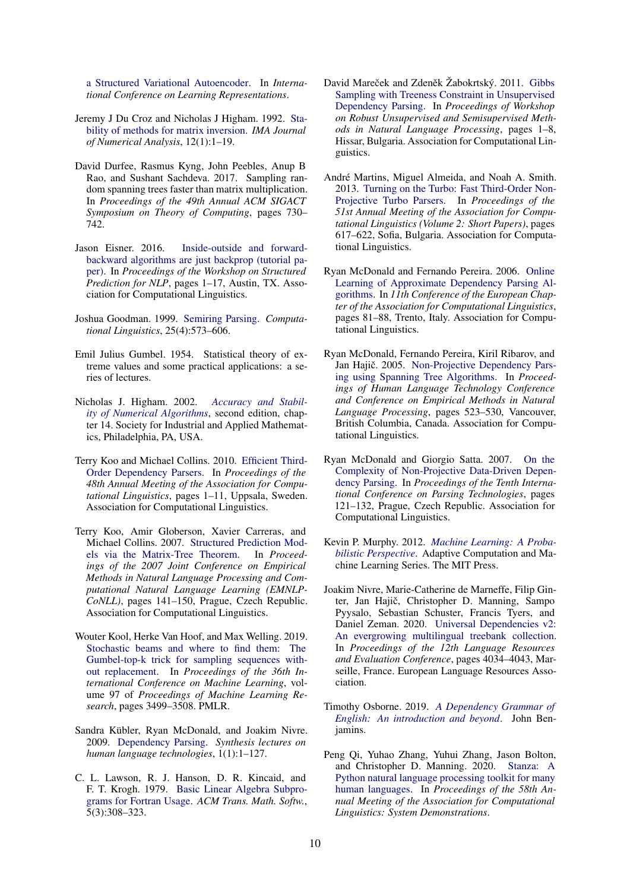a Structured Variational Autoencoder. In *International Conference on Learning Representations*.

Jeremy J Du Croz and Nicholas J Higham. 1992. Stability of methods for matrix inversion. *IMA Journal of Numerical Analysis*, 12(1):1–19.

David Durfee, Rasmus Kyng, John Peebles, Anup B Rao, and Sushant Sachdeva. 2017. Sampling random spanning trees faster than matrix multiplication. In *Proceedings of the 49th Annual ACM SIGACT Symposium on Theory of Computing*, pages 730–742.

Jason Eisner. 2016. Inside-outside and forward-backward algorithms are just backprop (tutorial paper). In *Proceedings of the Workshop on Structured Prediction for NLP*, pages 1–17, Austin, TX. Association for Computational Linguistics.

Joshua Goodman. 1999. Semiring Parsing. *Computational Linguistics*, 25(4):573–606.

Emil Julius Gumbel. 1954. Statistical theory of extreme values and some practical applications: a series of lectures.

Nicholas J. Higham. 2002. *Accuracy and Stability of Numerical Algorithms*, second edition, chapter 14. Society for Industrial and Applied Mathematics, Philadelphia, PA, USA.

Terry Koo and Michael Collins. 2010. Efficient Third-Order Dependency Parsers. In *Proceedings of the 48th Annual Meeting of the Association for Computational Linguistics*, pages 1–11, Uppsala, Sweden. Association for Computational Linguistics.

Terry Koo, Amir Globerson, Xavier Carreras, and Michael Collins. 2007. Structured Prediction Models via the Matrix-Tree Theorem. In *Proceedings of the 2007 Joint Conference on Empirical Methods in Natural Language Processing and Computational Natural Language Learning (EMNLP-CoNLL)*, pages 141–150, Prague, Czech Republic. Association for Computational Linguistics.

Wouter Kool, Herke Van Hoof, and Max Welling. 2019. Stochastic beams and where to find them: The Gumbel-top-k trick for sampling sequences without replacement. In *Proceedings of the 36th International Conference on Machine Learning*, volume 97 of *Proceedings of Machine Learning Research*, pages 3499–3508. PMLR.

Sandra Kübler, Ryan McDonald, and Joakim Nivre. 2009. Dependency Parsing. *Synthesis lectures on human language technologies*, 1(1):1–127.

C. L. Lawson, R. J. Hanson, D. R. Kincaid, and F. T. Krogh. 1979. Basic Linear Algebra Subprograms for Fortran Usage. *ACM Trans. Math. Softw.*, 5(3):308–323.

David Mareček and Zdeněk Žabokrtský. 2011. Gibbs Sampling with Treeness Constraint in Unsupervised Dependency Parsing. In *Proceedings of Workshop on Robust Unsupervised and Semisupervised Methods in Natural Language Processing*, pages 1–8, Hissar, Bulgaria. Association for Computational Linguistics.

André Martins, Miguel Almeida, and Noah A. Smith. 2013. Turning on the Turbo: Fast Third-Order Non-Projective Turbo Parsers. In *Proceedings of the 51st Annual Meeting of the Association for Computational Linguistics (Volume 2: Short Papers)*, pages 617–622, Sofia, Bulgaria. Association for Computational Linguistics.

Ryan McDonald and Fernando Pereira. 2006. Online Learning of Approximate Dependency Parsing Algorithms. In *11th Conference of the European Chapter of the Association for Computational Linguistics*, pages 81–88, Trento, Italy. Association for Computational Linguistics.

Ryan McDonald, Fernando Pereira, Kiril Ribarov, and Jan Hajič. 2005. Non-Projective Dependency Parsing using Spanning Tree Algorithms. In *Proceedings of Human Language Technology Conference and Conference on Empirical Methods in Natural Language Processing*, pages 523–530, Vancouver, British Columbia, Canada. Association for Computational Linguistics.

Ryan McDonald and Giorgio Satta. 2007. On the Complexity of Non-Projective Data-Driven Dependency Parsing. In *Proceedings of the Tenth International Conference on Parsing Technologies*, pages 121–132, Prague, Czech Republic. Association for Computational Linguistics.

Kevin P. Murphy. 2012. *Machine Learning: A Probabilistic Perspective*. Adaptive Computation and Machine Learning Series. The MIT Press.

Joakim Nivre, Marie-Catherine de Marneffe, Filip Ginter, Jan Hajič, Christopher D. Manning, Sampo Pyysalo, Sebastian Schuster, Francis Tyers, and Daniel Zeman. 2020. Universal Dependencies v2: An evergrowing multilingual treebank collection. In *Proceedings of the 12th Language Resources and Evaluation Conference*, pages 4034–4043, Marseille, France. European Language Resources Association.

Timothy Osborne. 2019. *A Dependency Grammar of English: An introduction and beyond*. John Benjamins.

Peng Qi, Yuhao Zhang, Yuhui Zhang, Jason Bolton, and Christopher D. Manning. 2020. Stanza: A Python natural language processing toolkit for many human languages. In *Proceedings of the 58th Annual Meeting of the Association for Computational Linguistics: System Demonstrations*.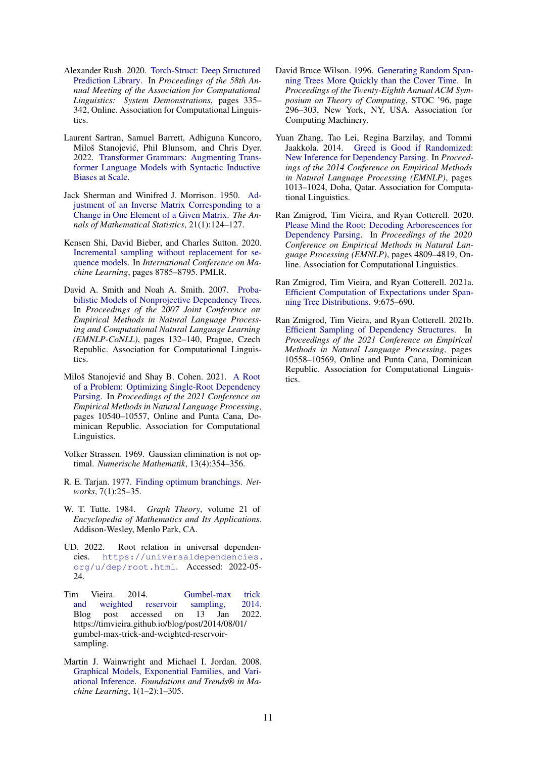Alexander Rush. 2020. Torch-Struct: Deep Structured Prediction Library. In *Proceedings of the 58th Annual Meeting of the Association for Computational Linguistics: System Demonstrations*, pages 335–342, Online. Association for Computational Linguistics.

Laurent Sartran, Samuel Barrett, Adhiguna Kuncoro, Miloš Stanojević, Phil Blunsom, and Chris Dyer. 2022. Transformer Grammars: Augmenting Transformer Language Models with Syntactic Inductive Biases at Scale.

Jack Sherman and Winifred J. Morrison. 1950. Adjustment of an Inverse Matrix Corresponding to a Change in One Element of a Given Matrix. *The Annals of Mathematical Statistics*, 21(1):124–127.

Kensen Shi, David Bieber, and Charles Sutton. 2020. Incremental sampling without replacement for sequence models. In *International Conference on Machine Learning*, pages 8785–8795. PMLR.

David A. Smith and Noah A. Smith. 2007. Probabilistic Models of Nonprojective Dependency Trees. In *Proceedings of the 2007 Joint Conference on Empirical Methods in Natural Language Processing and Computational Natural Language Learning (EMNLP-CoNLL)*, pages 132–140, Prague, Czech Republic. Association for Computational Linguistics.

Miloš Stanojević and Shay B. Cohen. 2021. A Root of a Problem: Optimizing Single-Root Dependency Parsing. In *Proceedings of the 2021 Conference on Empirical Methods in Natural Language Processing*, pages 10540–10557, Online and Punta Cana, Dominican Republic. Association for Computational Linguistics.

Volker Strassen. 1969. Gaussian elimination is not optimal. *Numerische Mathematik*, 13(4):354–356.

R. E. Tarjan. 1977. Finding optimum branchings. *Networks*, 7(1):25–35.

W. T. Tutte. 1984. *Graph Theory*, volume 21 of *Encyclopedia of Mathematics and Its Applications*. Addison-Wesley, Menlo Park, CA.

UD. 2022. Root relation in universal dependencies. https://universaldependencies.org/u/dep/root.html. Accessed: 2022-05-24.

Tim Vieira. 2014. Gumbel-max trick and weighted reservoir sampling, 2014. Blog post accessed on 13 Jan 2022. https://timvieira.github.io/blog/post/2014/08/01/gumbel-max-trick-and-weighted-reservoir-sampling.

Martin J. Wainwright and Michael I. Jordan. 2008. Graphical Models, Exponential Families, and Variational Inference. *Foundations and Trends® in Machine Learning*, 1(1–2):1–305.

David Bruce Wilson. 1996. Generating Random Spanning Trees More Quickly than the Cover Time. In *Proceedings of the Twenty-Eighth Annual ACM Symposium on Theory of Computing*, STOC '96, page 296–303, New York, NY, USA. Association for Computing Machinery.

Yuan Zhang, Tao Lei, Regina Barzilay, and Tommi Jaakkola. 2014. Greed is Good if Randomized: New Inference for Dependency Parsing. In *Proceedings of the 2014 Conference on Empirical Methods in Natural Language Processing (EMNLP)*, pages 1013–1024, Doha, Qatar. Association for Computational Linguistics.

Ran Zmigrod, Tim Vieira, and Ryan Cotterell. 2020. Please Mind the Root: Decoding Arborescences for Dependency Parsing. In *Proceedings of the 2020 Conference on Empirical Methods in Natural Language Processing (EMNLP)*, pages 4809–4819, Online. Association for Computational Linguistics.

Ran Zmigrod, Tim Vieira, and Ryan Cotterell. 2021a. Efficient Computation of Expectations under Spanning Tree Distributions. 9:675–690.

Ran Zmigrod, Tim Vieira, and Ryan Cotterell. 2021b. Efficient Sampling of Dependency Structures. In *Proceedings of the 2021 Conference on Empirical Methods in Natural Language Processing*, pages 10558–10569, Online and Punta Cana, Dominican Republic. Association for Computational Linguistics.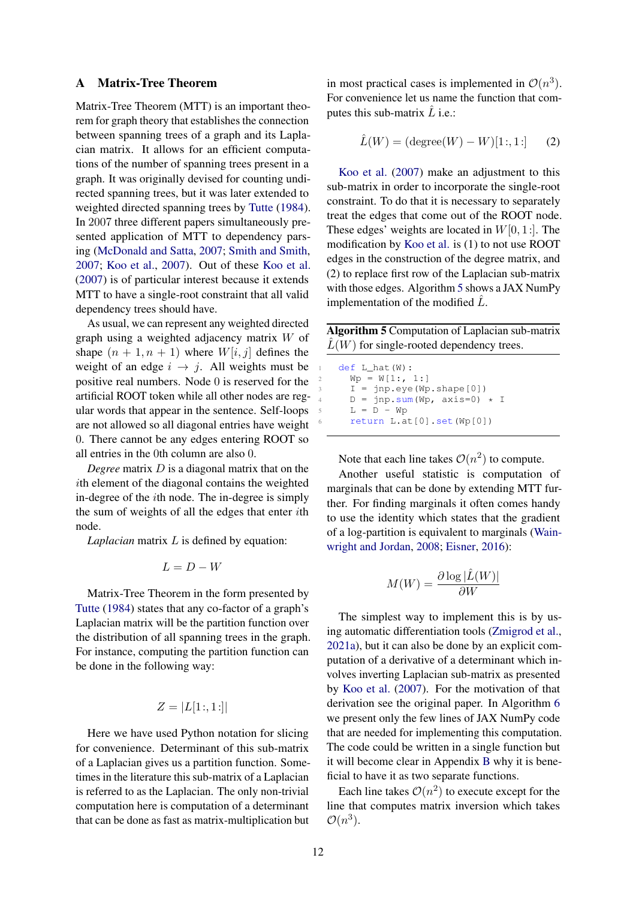## A Matrix-Tree Theorem

Matrix-Tree Theorem (MTT) is an important theorem for graph theory that establishes the connection between spanning trees of a graph and its Laplacian matrix. It allows for an efficient computations of the number of spanning trees present in a graph. It was originally devised for counting undirected spanning trees, but it was later extended to weighted directed spanning trees by Tutte (1984). In 2007 three different papers simultaneously presented application of MTT to dependency parsing (McDonald and Satta, 2007; Smith and Smith, 2007; Koo et al., 2007). Out of these Koo et al. (2007) is of particular interest because it extends MTT to have a single-root constraint that all valid dependency trees should have.

As usual, we can represent any weighted directed graph using a weighted adjacency matrix $W$ of shape $(n+1, n+1)$ where $W[i,j]$ defines the weight of an edge $i \rightarrow j$. All weights must be positive real numbers. Node 0 is reserved for the artificial ROOT token while all other nodes are regular words that appear in the sentence. Self-loops are not allowed so all diagonal entries have weight 0. There cannot be any edges entering ROOT so all entries in the 0th column are also 0.

*Degree* matrix $D$ is a diagonal matrix that on the $i$th element of the diagonal contains the weighted in-degree of the $i$th node. The in-degree is simply the sum of weights of all the edges that enter $i$th node.

*Laplacian* matrix $L$ is defined by equation:

$$L = D - W$$

Matrix-Tree Theorem in the form presented by Tutte (1984) states that any co-factor of a graph's Laplacian matrix will be the partition function over the distribution of all spanning trees in the graph. For instance, computing the partition function can be done in the following way:

$$Z = |L[1\!:, 1\!:]|$$

Here we have used Python notation for slicing for convenience. Determinant of this sub-matrix of a Laplacian gives us a partition function. Sometimes in the literature this sub-matrix of a Laplacian is referred to as the Laplacian. The only non-trivial computation here is computation of a determinant that can be done as fast as matrix-multiplication but in most practical cases is implemented in $\mathcal{O}(n^3)$. For convenience let us name the function that computes this sub-matrix $\hat{L}$ i.e.:

$$\hat{L}(W) = (\text{degree}(W) - W)[1\!:, 1\!:] \tag{2}$$

Koo et al. (2007) make an adjustment to this sub-matrix in order to incorporate the single-root constraint. To do that it is necessary to separately treat the edges that come out of the ROOT node. These edges' weights are located in $W[0, 1\!:]$. The modification by Koo et al. is (1) to not use ROOT edges in the construction of the degree matrix, and (2) to replace first row of the Laplacian sub-matrix with those edges. Algorithm 5 shows a JAX NumPy implementation of the modified $\hat{L}$.

**Algorithm 5** Computation of Laplacian sub-matrix $\hat{L}(W)$ for single-rooted dependency trees.

```
def L_hat(W):
  Wp = W[1:, 1:]
  I = jnp.eye(Wp.shape[0])
  D = jnp.sum(Wp, axis=0) * I
  L = D - Wp
  return L.at[0].set(Wp[0])
```

Note that each line takes $\mathcal{O}(n^2)$ to compute.

Another useful statistic is computation of marginals that can be done by extending MTT further. For finding marginals it often comes handy to use the identity which states that the gradient of a log-partition is equivalent to marginals (Wainwright and Jordan, 2008; Eisner, 2016):

$$M(W) = \frac{\partial \log |\hat{L}(W)|}{\partial W}$$

The simplest way to implement this is by using automatic differentiation tools (Zmigrod et al., 2021a), but it can also be done by an explicit computation of a derivative of a determinant which involves inverting Laplacian sub-matrix as presented by Koo et al. (2007). For the motivation of that derivation see the original paper. In Algorithm 6 we present only the few lines of JAX NumPy code that are needed for implementing this computation. The code could be written in a single function but it will become clear in Appendix B why it is beneficial to have it as two separate functions.

Each line takes $\mathcal{O}(n^2)$ to execute except for the line that computes matrix inversion which takes $\mathcal{O}(n^3)$.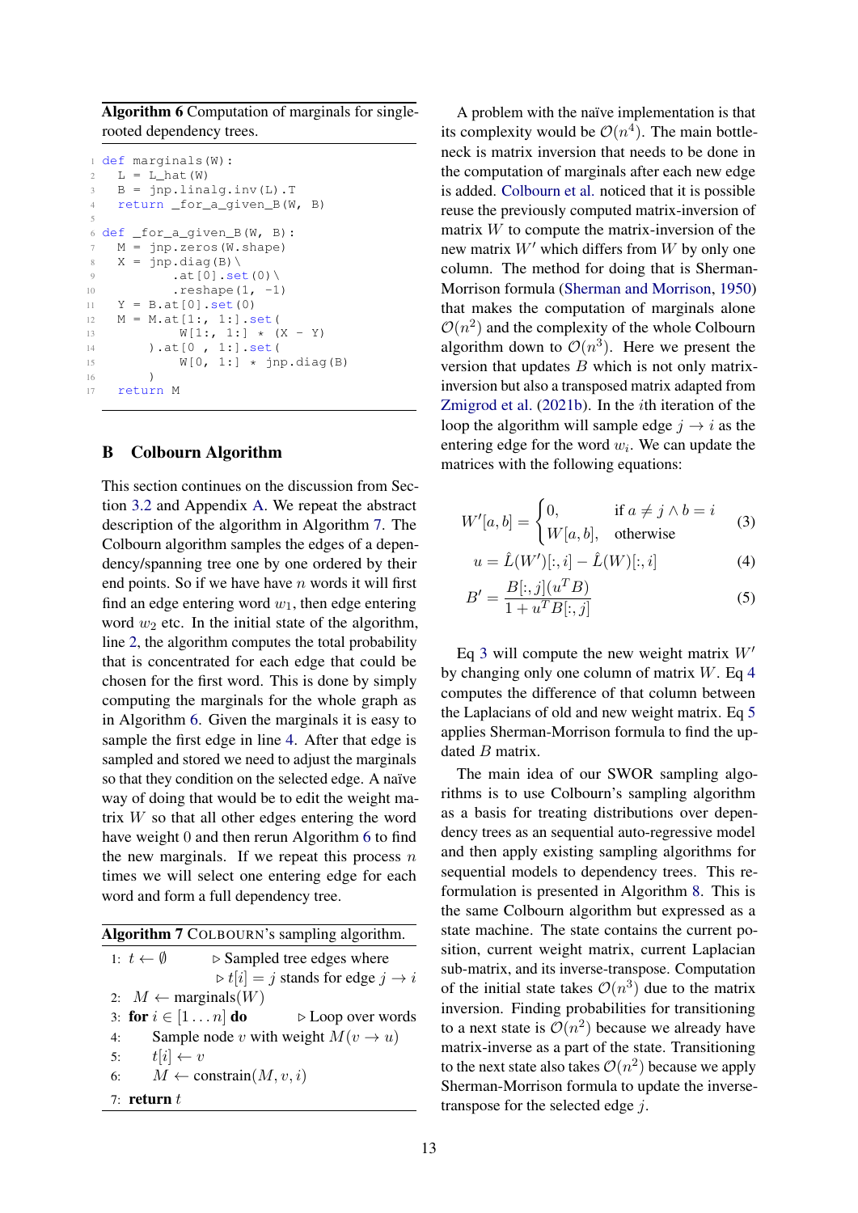**Algorithm 6** Computation of marginals for single-rooted dependency trees.

```
def marginals(W):
  L = L_hat(W)
  B = jnp.linalg.inv(L).T
  return _for_a_given_B(W, B)

def _for_a_given_B(W, B):
  M = jnp.zeros(W.shape)
  X = jnp.diag(B)\
        .at[0].set(0)\
        .reshape(1, -1)
  Y = B.at[0].set(0)
  M = M.at[1:, 1:].set(
          W[1:, 1:] * (X - Y)
      ).at[0 , 1:].set(
          W[0, 1:] * jnp.diag(B)
      )
  return M
```

## B Colbourn Algorithm

This section continues on the discussion from Section 3.2 and Appendix A. We repeat the abstract description of the algorithm in Algorithm 7. The Colbourn algorithm samples the edges of a dependency/spanning tree one by one ordered by their end points. So if we have have $n$ words it will first find an edge entering word $w_1$, then edge entering word $w_2$ etc. In the initial state of the algorithm, line 2, the algorithm computes the total probability that is concentrated for each edge that could be chosen for the first word. This is done by simply computing the marginals for the whole graph as in Algorithm 6. Given the marginals it is easy to sample the first edge in line 4. After that edge is sampled and stored we need to adjust the marginals so that they condition on the selected edge. A naïve way of doing that would be to edit the weight matrix $W$ so that all other edges entering the word have weight 0 and then rerun Algorithm 6 to find the new marginals. If we repeat this process $n$ times we will select one entering edge for each word and form a full dependency tree.

**Algorithm 7** COLBOURN's sampling algorithm.

1: $t \leftarrow \emptyset$ ▷ Sampled tree edges where ▷ $t[i] = j$ stands for edge $j \rightarrow i$
2: $M \leftarrow$ marginals$(W)$
3: **for** $i \in [1 \dots n]$ **do** ▷ Loop over words
4: Sample node $v$ with weight $M(v \rightarrow u)$
5: $t[i] \leftarrow v$
6: $M \leftarrow$ constrain$(M, v, i)$
7: **return** $t$

A problem with the naïve implementation is that its complexity would be $\mathcal{O}(n^4)$. The main bottleneck is matrix inversion that needs to be done in the computation of marginals after each new edge is added. Colbourn et al. noticed that it is possible reuse the previously computed matrix-inversion of matrix $W$ to compute the matrix-inversion of the new matrix $W'$ which differs from $W$ by only one column. The method for doing that is Sherman-Morrison formula (Sherman and Morrison, 1950) that makes the computation of marginals alone $\mathcal{O}(n^2)$ and the complexity of the whole Colbourn algorithm down to $\mathcal{O}(n^3)$. Here we present the version that updates $B$ which is not only matrix-inversion but also a transposed matrix adapted from Zmigrod et al. (2021b). In the $i$th iteration of the loop the algorithm will sample edge $j \rightarrow i$ as the entering edge for the word $w_i$. We can update the matrices with the following equations:

$$W'[a, b] = \begin{cases} 0, & \text{if } a \neq j \wedge b = i \\ W[a, b], & \text{otherwise} \end{cases} \tag{3}$$

$$u = \hat{L}(W')[:, i] - \hat{L}(W)[:, i] \tag{4}$$

$$B' = \frac{B[:, j](u^T B)}{1 + u^T B[:, j]} \tag{5}$$

Eq 3 will compute the new weight matrix $W'$ by changing only one column of matrix $W$. Eq 4 computes the difference of that column between the Laplacians of old and new weight matrix. Eq 5 applies Sherman-Morrison formula to find the updated $B$ matrix.

The main idea of our SWOR sampling algorithms is to use Colbourn's sampling algorithm as a basis for treating distributions over dependency trees as an sequential auto-regressive model and then apply existing sampling algorithms for sequential models to dependency trees. This reformulation is presented in Algorithm 8. This is the same Colbourn algorithm but expressed as a state machine. The state contains the current position, current weight matrix, current Laplacian sub-matrix, and its inverse-transpose. Computation of the initial state takes $\mathcal{O}(n^3)$ due to the matrix inversion. Finding probabilities for transitioning to a next state is $\mathcal{O}(n^2)$ because we already have matrix-inverse as a part of the state. Transitioning to the next state also takes $\mathcal{O}(n^2)$ because we apply Sherman-Morrison formula to update the inverse-transpose for the selected edge $j$.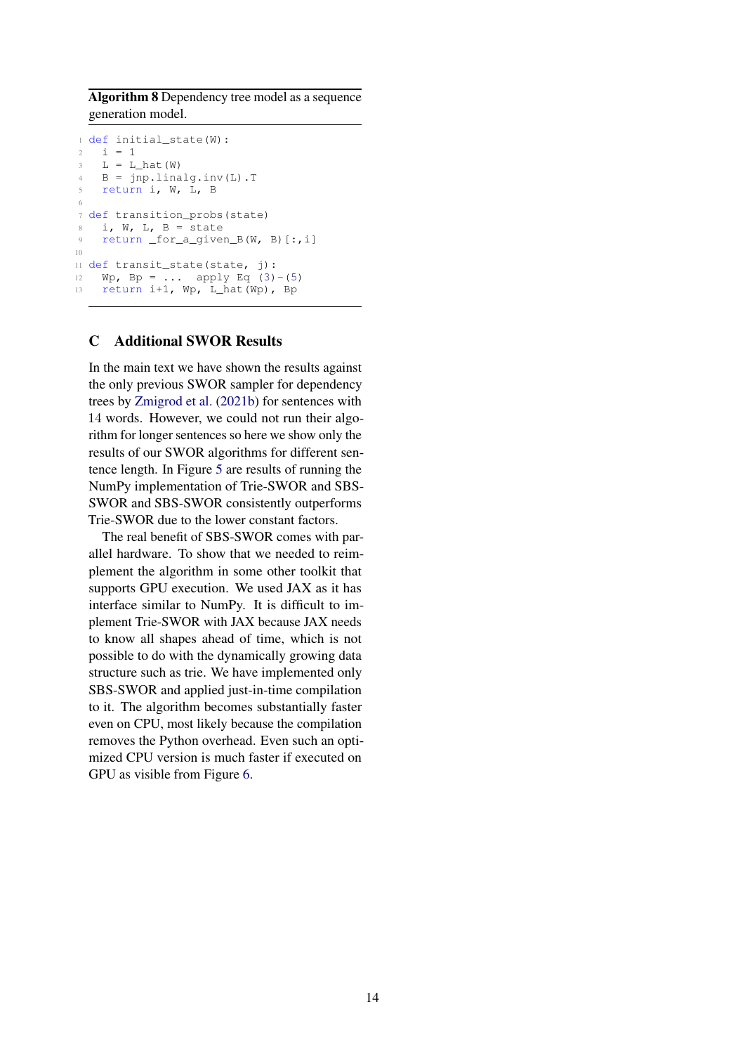**Algorithm 8** Dependency tree model as a sequence generation model.

```
def initial_state(W):
  i = 1
  L = L_hat(W)
  B = jnp.linalg.inv(L).T
  return i, W, L, B

def transition_probs(state)
  i, W, L, B = state
  return _for_a_given_B(W, B)[:,i]

def transit_state(state, j):
  Wp, Bp = ...  apply Eq (3)-(5)
  return i+1, Wp, L_hat(Wp), Bp
```

## C Additional SWOR Results

In the main text we have shown the results against the only previous SWOR sampler for dependency trees by Zmigrod et al. (2021b) for sentences with 14 words. However, we could not run their algorithm for longer sentences so here we show only the results of our SWOR algorithms for different sentence length. In Figure 5 are results of running the NumPy implementation of Trie-SWOR and SBS-SWOR and SBS-SWOR consistently outperforms Trie-SWOR due to the lower constant factors.

The real benefit of SBS-SWOR comes with parallel hardware. To show that we needed to reimplement the algorithm in some other toolkit that supports GPU execution. We used JAX as it has interface similar to NumPy. It is difficult to implement Trie-SWOR with JAX because JAX needs to know all shapes ahead of time, which is not possible to do with the dynamically growing data structure such as trie. We have implemented only SBS-SWOR and applied just-in-time compilation to it. The algorithm becomes substantially faster even on CPU, most likely because the compilation removes the Python overhead. Even such an optimized CPU version is much faster if executed on GPU as visible from Figure 6.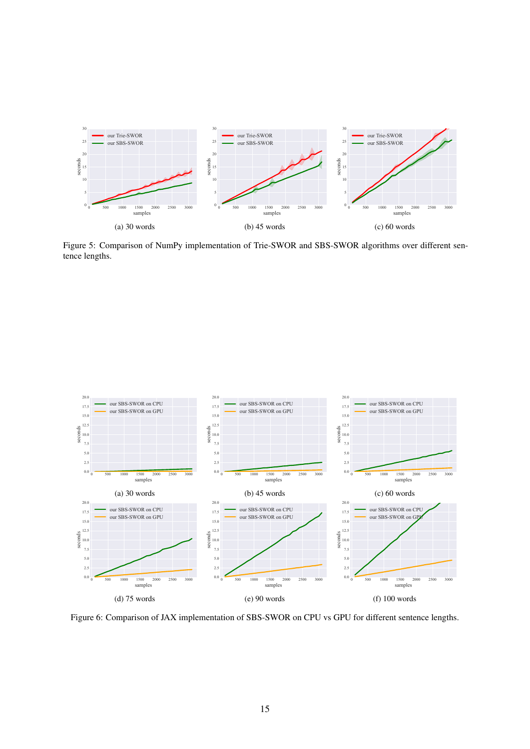our Trie-SWOR
our SBS-SWOR
seconds
samples
0 5 10 15 20 25 30
0 500 1000 1500 2000 2500 3000

(a) 30 words

our Trie-SWOR
our SBS-SWOR
seconds
samples
0 5 10 15 20 25 30
0 500 1000 1500 2000 2500 3000

(b) 45 words

our Trie-SWOR
our SBS-SWOR
seconds
samples
0 5 10 15 20 25 30
0 500 1000 1500 2000 2500 3000

(c) 60 words

Figure 5: Comparison of NumPy implementation of Trie-SWOR and SBS-SWOR algorithms over different sentence lengths.

our SBS-SWOR on CPU
our SBS-SWOR on GPU
seconds
samples
0.0 2.5 5.0 7.5 10.0 12.5 15.0 17.5 20.0
0 500 1000 1500 2000 2500 3000

(a) 30 words

our SBS-SWOR on CPU
our SBS-SWOR on GPU
seconds
samples
0.0 2.5 5.0 7.5 10.0 12.5 15.0 17.5 20.0
0 500 1000 1500 2000 2500 3000

(b) 45 words

our SBS-SWOR on CPU
our SBS-SWOR on GPU
seconds
samples
0.0 2.5 5.0 7.5 10.0 12.5 15.0 17.5 20.0
0 500 1000 1500 2000 2500 3000

(c) 60 words

our SBS-SWOR on CPU
our SBS-SWOR on GPU
seconds
samples
0.0 2.5 5.0 7.5 10.0 12.5 15.0 17.5 20.0
0 500 1000 1500 2000 2500 3000

(d) 75 words

our SBS-SWOR on CPU
our SBS-SWOR on GPU
seconds
samples
0.0 2.5 5.0 7.5 10.0 12.5 15.0 17.5 20.0
0 500 1000 1500 2000 2500 3000

(e) 90 words

our SBS-SWOR on CPU
our SBS-SWOR on GPU
seconds
samples
0.0 2.5 5.0 7.5 10.0 12.5 15.0 17.5 20.0
0 500 1000 1500 2000 2500 3000

(f) 100 words

Figure 6: Comparison of JAX implementation of SBS-SWOR on CPU vs GPU for different sentence lengths.